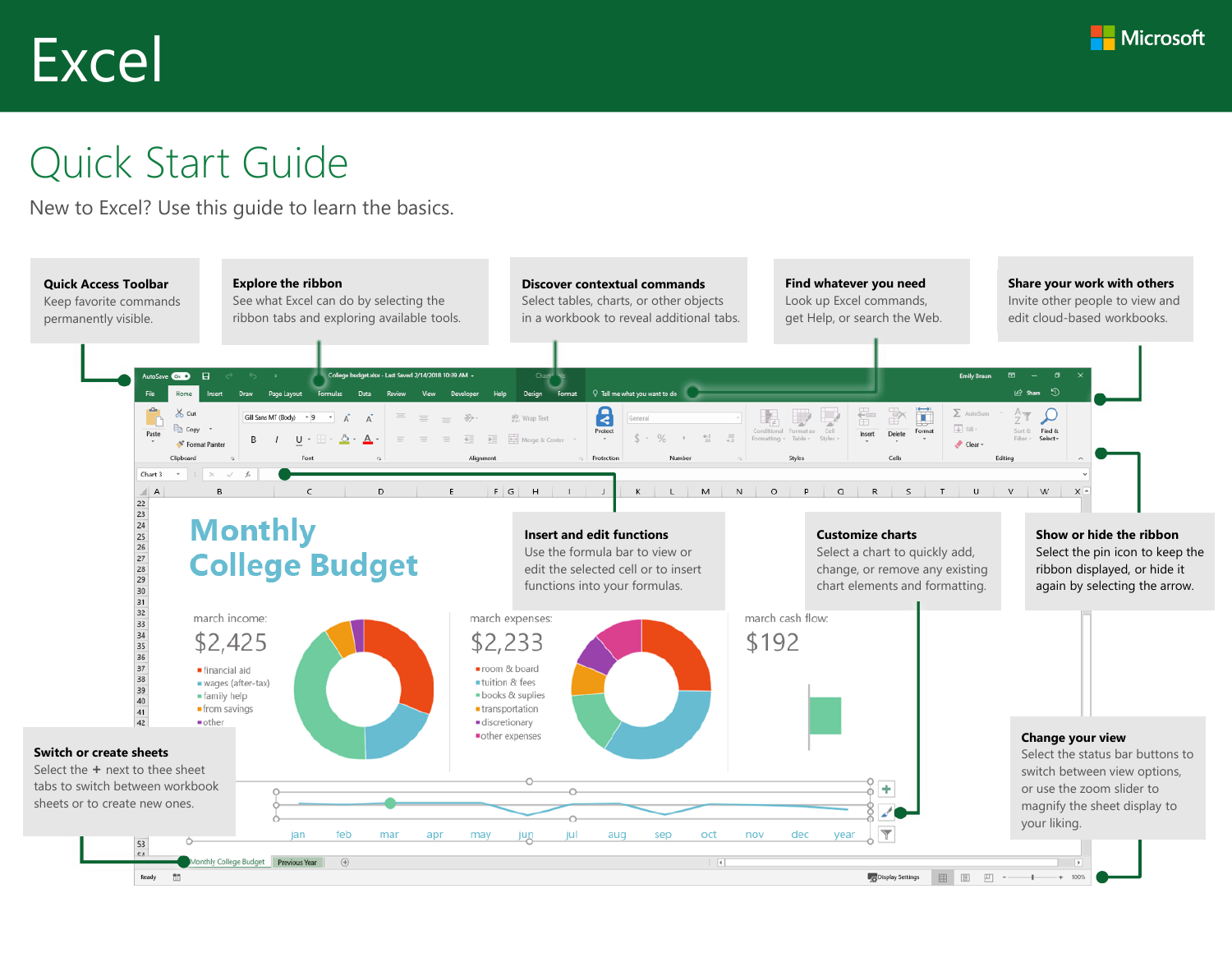# Excel

Microsoft

## Quick Start Guide

New to Excel? Use this guide to learn the basics.

**Quick Access Toolbar**
Keep favorite commands permanently visible.

**Explore the ribbon**
See what Excel can do by selecting the ribbon tabs and exploring available tools.

**Discover contextual commands**
Select tables, charts, or other objects in a workbook to reveal additional tabs.

**Find whatever you need**
Look up Excel commands, get Help, or search the Web.

**Share your work with others**
Invite other people to view and edit cloud-based workbooks.

**Insert and edit functions**
Use the formula bar to view or edit the selected cell or to insert functions into your formulas.

**Customize charts**
Select a chart to quickly add, change, or remove any existing chart elements and formatting.

**Show or hide the ribbon**
Select the pin icon to keep the ribbon displayed, or hide it again by selecting the arrow.

**Switch or create sheets**
Select the + next to the sheet tabs to switch between workbook sheets or to create new ones.

**Change your view**
Select the status bar buttons to switch between view options, or use the zoom slider to magnify the sheet display to your liking.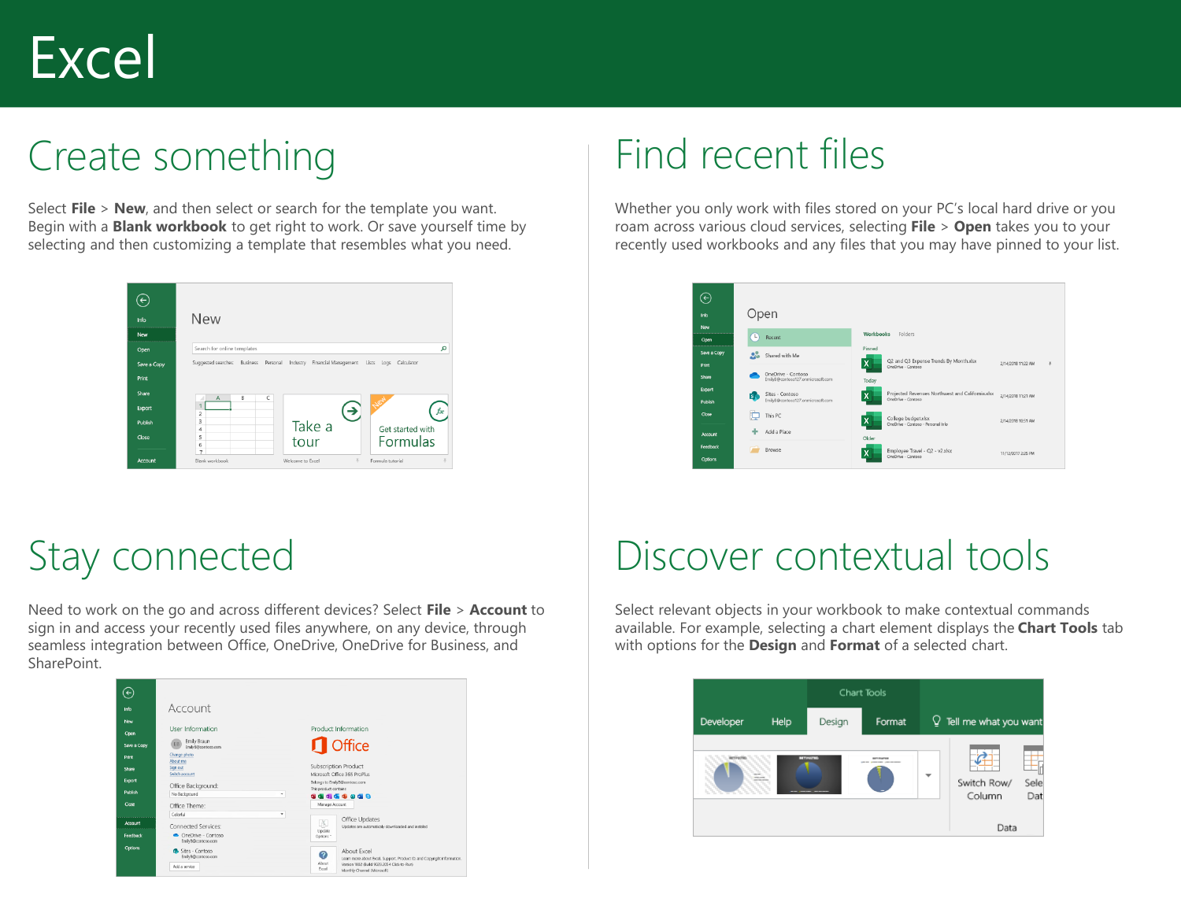# Excel

## Create something

Select **File** > **New**, and then select or search for the template you want. Begin with a **Blank workbook** to get right to work. Or save yourself time by selecting and then customizing a template that resembles what you need.

## Find recent files

Whether you only work with files stored on your PC's local hard drive or you roam across various cloud services, selecting **File** > **Open** takes you to your recently used workbooks and any files that you may have pinned to your list.

## Stay connected

Need to work on the go and across different devices? Select **File** > **Account** to sign in and access your recently used files anywhere, on any device, through seamless integration between Office, OneDrive, OneDrive for Business, and SharePoint.

## Discover contextual tools

Select relevant objects in your workbook to make contextual commands available. For example, selecting a chart element displays the **Chart Tools** tab with options for the **Design** and **Format** of a selected chart.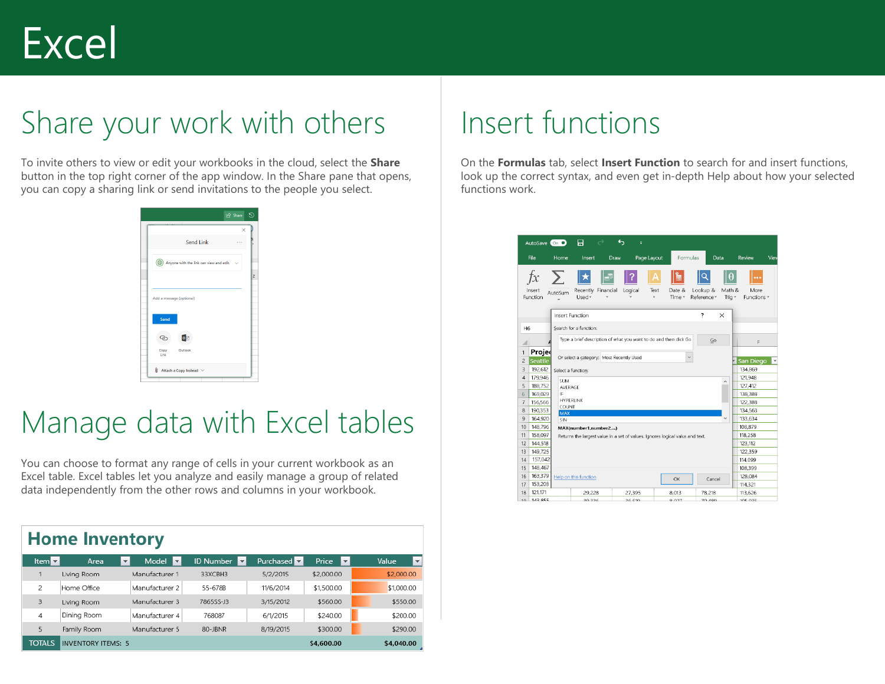# Excel

## Share your work with others

To invite others to view or edit your workbooks in the cloud, select the **Share** button in the top right corner of the app window. In the Share pane that opens, you can copy a sharing link or send invitations to the people you select.

## Manage data with Excel tables

You can choose to format any range of cells in your current workbook as an Excel table. Excel tables let you analyze and easily manage a group of related data independently from the other rows and columns in your workbook.

**Home Inventory**

| Item | Area | Model | ID Number | Purchased | Price | Value |
|---|---|---|---|---|---|---|
| 1 | Living Room | Manufacturer 1 | 33XCBH3 | 5/2/2015 | $2,000.00 | $2,000.00 |
| 2 | Home Office | Manufacturer 2 | 55-678B | 11/6/2014 | $1,500.00 | $1,000.00 |
| 3 | Living Room | Manufacturer 3 | 786555-J3 | 3/15/2012 | $560.00 | $550.00 |
| 4 | Dining Room | Manufacturer 4 | 768087 | 6/1/2015 | $240.00 | $200.00 |
| 5 | Family Room | Manufacturer 5 | 80-JBNR | 8/19/2015 | $300.00 | $290.00 |
| TOTALS | INVENTORY ITEMS: 5 | | | | $4,600.00 | $4,040.00 |

## Insert functions

On the **Formulas** tab, select **Insert Function** to search for and insert functions, look up the correct syntax, and even get in-depth Help about how your selected functions work.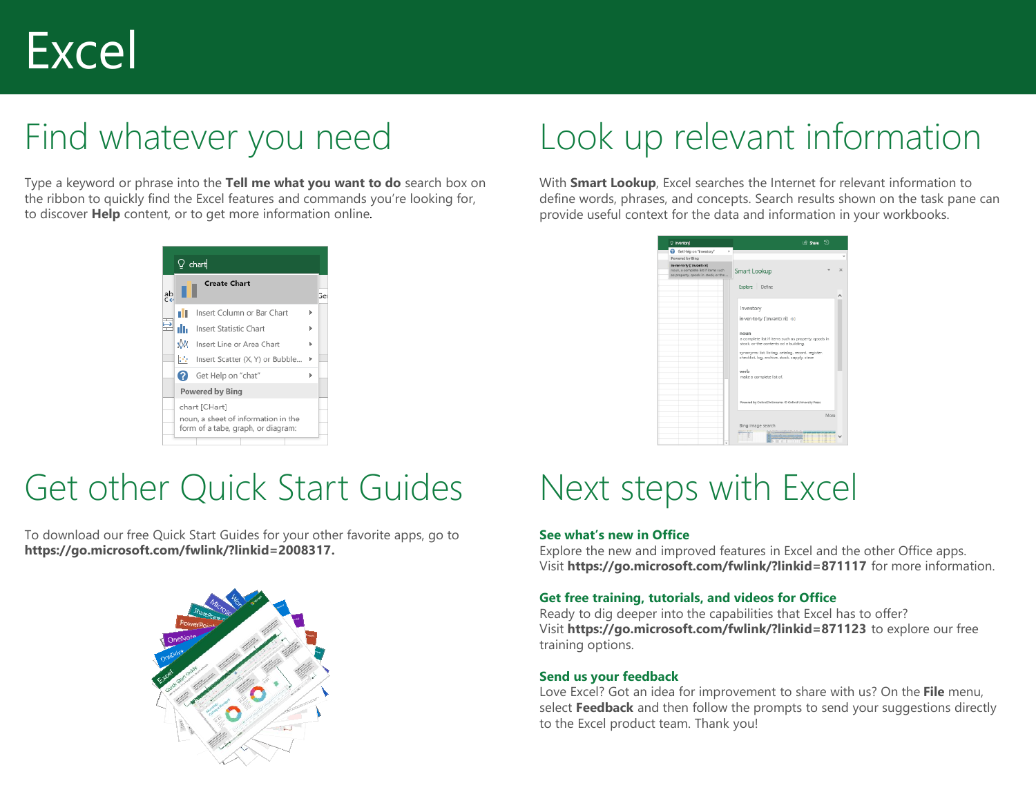# Excel

## Find whatever you need

Type a keyword or phrase into the **Tell me what you want to do** search box on the ribbon to quickly find the Excel features and commands you're looking for, to discover **Help** content, or to get more information online.

## Look up relevant information

With **Smart Lookup**, Excel searches the Internet for relevant information to define words, phrases, and concepts. Search results shown on the task pane can provide useful context for the data and information in your workbooks.

## Get other Quick Start Guides

To download our free Quick Start Guides for your other favorite apps, go to **https://go.microsoft.com/fwlink/?linkid=2008317.**

## Next steps with Excel

### See what's new in Office

Explore the new and improved features in Excel and the other Office apps. Visit **https://go.microsoft.com/fwlink/?linkid=871117** for more information.

### Get free training, tutorials, and videos for Office

Ready to dig deeper into the capabilities that Excel has to offer? Visit **https://go.microsoft.com/fwlink/?linkid=871123** to explore our free training options.

### Send us your feedback

Love Excel? Got an idea for improvement to share with us? On the **File** menu, select **Feedback** and then follow the prompts to send your suggestions directly to the Excel product team. Thank you!